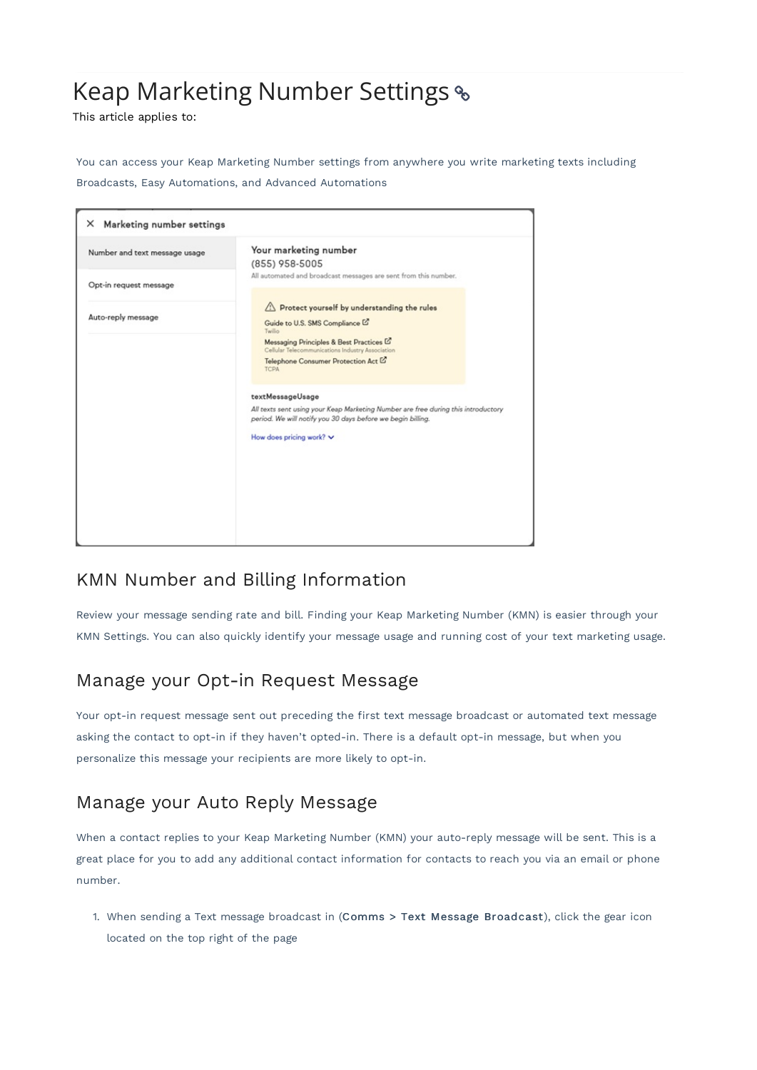# Keap Marketing Number Settings

This article applies to:

You can access your Keap Marketing Number settings from anywhere you write marketing texts including Broadcasts, Easy Automations, and Advanced Automations

## KMN Number and Billing Information

Review your message sending rate and bill. Finding your Keap Marketing Number (KMN) is easier through your KMN Settings. You can also quickly identify your message usage and running cost of your text marketing usage.

## Manage your Opt-in Request Message

Your opt-in request message sent out preceding the first text message broadcast or automated text message asking the contact to opt-in if they haven't opted-in. There is a default opt-in message, but when you personalize this message your recipients are more likely to opt-in.

## Manage your Auto Reply Message

When a contact replies to your Keap Marketing Number (KMN) your auto-reply message will be sent. This is a great place for you to add any additional contact information for contacts to reach you via an email or phone number.

1. When sending a Text message broadcast in (**Comms > Text Message Broadcast**), click the gear icon located on the top right of the page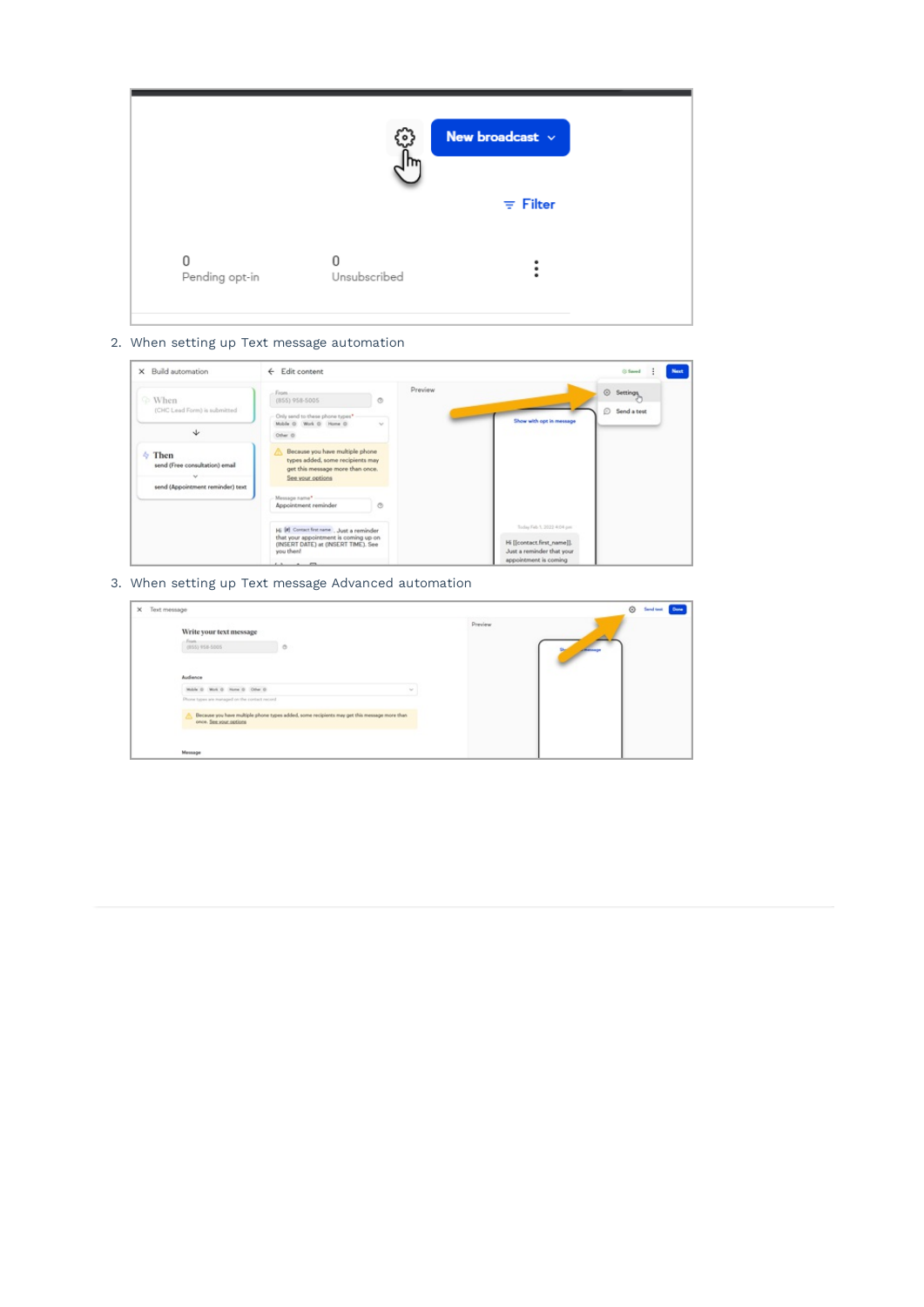2. When setting up Text message automation
3. When setting up Text message Advanced automation